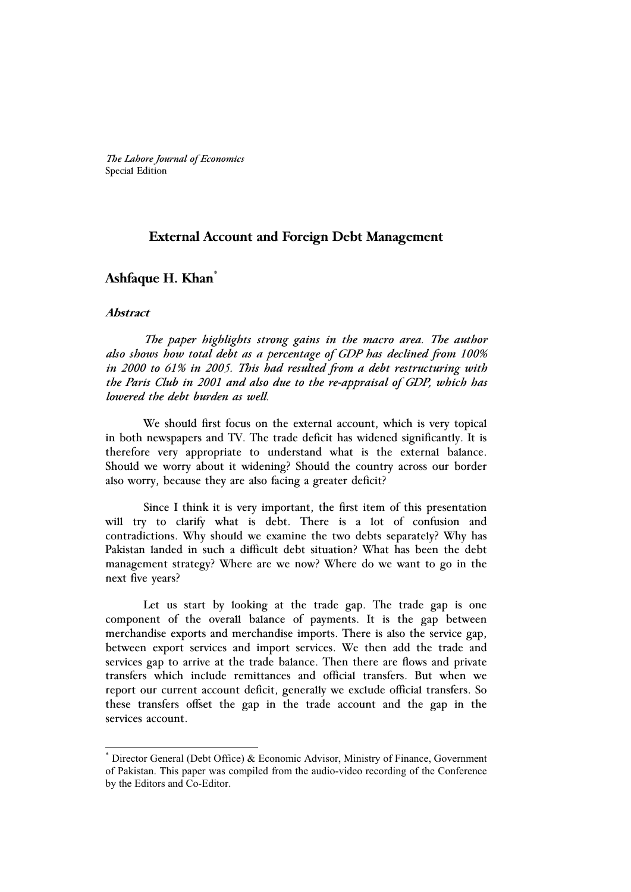*The Lahore Journal of Economics*
Special Edition

# External Account and Foreign Debt Management

## Ashfaque H. Khan[*]

### *Abstract*

*The paper highlights strong gains in the macro area. The author also shows how total debt as a percentage of GDP has declined from 100% in 2000 to 61% in 2005. This had resulted from a debt restructuring with the Paris Club in 2001 and also due to the re-appraisal of GDP, which has lowered the debt burden as well.*

We should first focus on the external account, which is very topical in both newspapers and TV. The trade deficit has widened significantly. It is therefore very appropriate to understand what is the external balance. Should we worry about it widening? Should the country across our border also worry, because they are also facing a greater deficit?

Since I think it is very important, the first item of this presentation will try to clarify what is debt. There is a lot of confusion and contradictions. Why should we examine the two debts separately? Why has Pakistan landed in such a difficult debt situation? What has been the debt management strategy? Where are we now? Where do we want to go in the next five years?

Let us start by looking at the trade gap. The trade gap is one component of the overall balance of payments. It is the gap between merchandise exports and merchandise imports. There is also the service gap, between export services and import services. We then add the trade and services gap to arrive at the trade balance. Then there are flows and private transfers which include remittances and official transfers. But when we report our current account deficit, generally we exclude official transfers. So these transfers offset the gap in the trade account and the gap in the services account.

---

[*] Director General (Debt Office) & Economic Advisor, Ministry of Finance, Government of Pakistan. This paper was compiled from the audio-video recording of the Conference by the Editors and Co-Editor.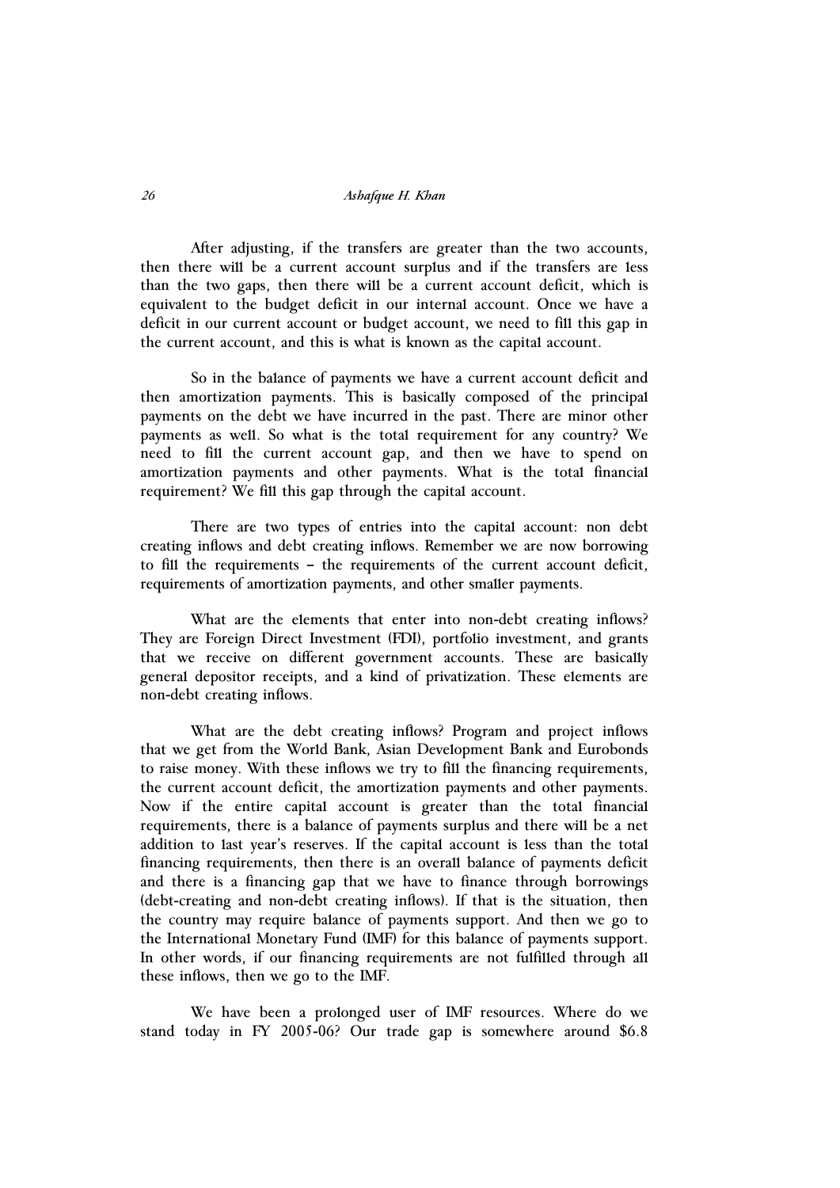After adjusting, if the transfers are greater than the two accounts, then there will be a current account surplus and if the transfers are less than the two gaps, then there will be a current account deficit, which is equivalent to the budget deficit in our internal account. Once we have a deficit in our current account or budget account, we need to fill this gap in the current account, and this is what is known as the capital account.

So in the balance of payments we have a current account deficit and then amortization payments. This is basically composed of the principal payments on the debt we have incurred in the past. There are minor other payments as well. So what is the total requirement for any country? We need to fill the current account gap, and then we have to spend on amortization payments and other payments. What is the total financial requirement? We fill this gap through the capital account.

There are two types of entries into the capital account: non debt creating inflows and debt creating inflows. Remember we are now borrowing to fill the requirements – the requirements of the current account deficit, requirements of amortization payments, and other smaller payments.

What are the elements that enter into non-debt creating inflows? They are Foreign Direct Investment (FDI), portfolio investment, and grants that we receive on different government accounts. These are basically general depositor receipts, and a kind of privatization. These elements are non-debt creating inflows.

What are the debt creating inflows? Program and project inflows that we get from the World Bank, Asian Development Bank and Eurobonds to raise money. With these inflows we try to fill the financing requirements, the current account deficit, the amortization payments and other payments. Now if the entire capital account is greater than the total financial requirements, there is a balance of payments surplus and there will be a net addition to last year's reserves. If the capital account is less than the total financing requirements, then there is an overall balance of payments deficit and there is a financing gap that we have to finance through borrowings (debt-creating and non-debt creating inflows). If that is the situation, then the country may require balance of payments support. And then we go to the International Monetary Fund (IMF) for this balance of payments support. In other words, if our financing requirements are not fulfilled through all these inflows, then we go to the IMF.

We have been a prolonged user of IMF resources. Where do we stand today in FY 2005-06? Our trade gap is somewhere around $6.8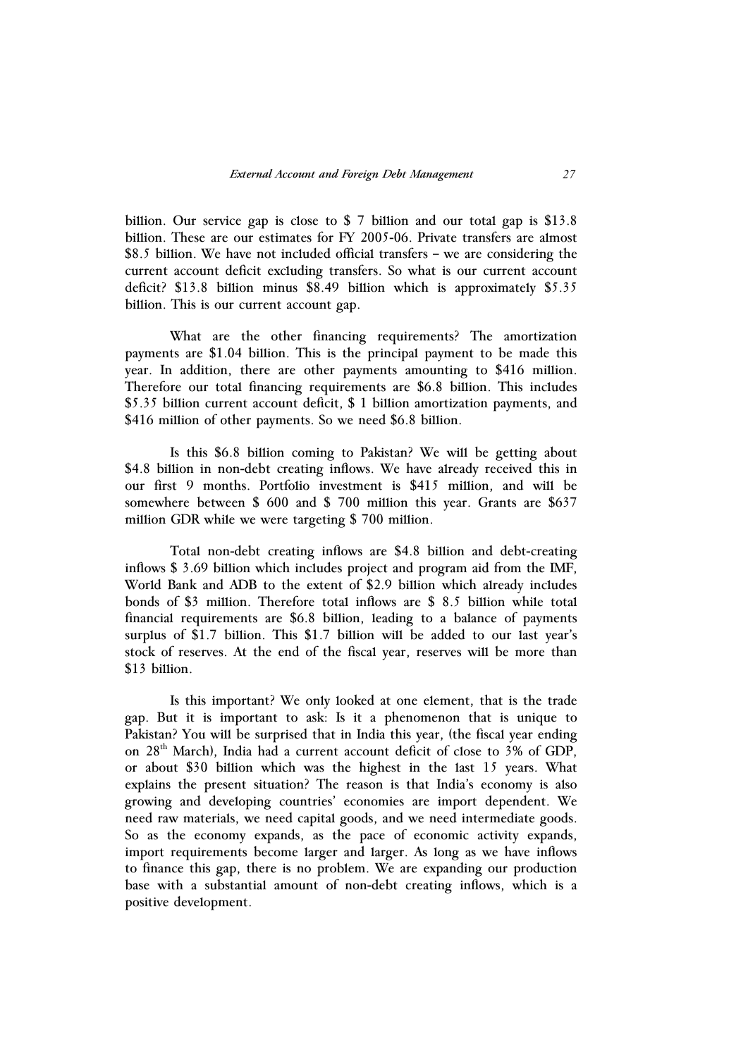billion. Our service gap is close to $ 7 billion and our total gap is $13.8 billion. These are our estimates for FY 2005-06. Private transfers are almost $8.5 billion. We have not included official transfers – we are considering the current account deficit excluding transfers. So what is our current account deficit? $13.8 billion minus $8.49 billion which is approximately $5.35 billion. This is our current account gap.

What are the other financing requirements? The amortization payments are $1.04 billion. This is the principal payment to be made this year. In addition, there are other payments amounting to $416 million. Therefore our total financing requirements are $6.8 billion. This includes $5.35 billion current account deficit, $ 1 billion amortization payments, and $416 million of other payments. So we need $6.8 billion.

Is this $6.8 billion coming to Pakistan? We will be getting about $4.8 billion in non-debt creating inflows. We have already received this in our first 9 months. Portfolio investment is $415 million, and will be somewhere between $ 600 and $ 700 million this year. Grants are $637 million GDR while we were targeting $ 700 million.

Total non-debt creating inflows are $4.8 billion and debt-creating inflows $ 3.69 billion which includes project and program aid from the IMF, World Bank and ADB to the extent of $2.9 billion which already includes bonds of $3 million. Therefore total inflows are $ 8.5 billion while total financial requirements are $6.8 billion, leading to a balance of payments surplus of $1.7 billion. This $1.7 billion will be added to our last year's stock of reserves. At the end of the fiscal year, reserves will be more than $13 billion.

Is this important? We only looked at one element, that is the trade gap. But it is important to ask: Is it a phenomenon that is unique to Pakistan? You will be surprised that in India this year, (the fiscal year ending on 28th March), India had a current account deficit of close to 3% of GDP, or about $30 billion which was the highest in the last 15 years. What explains the present situation? The reason is that India's economy is also growing and developing countries' economies are import dependent. We need raw materials, we need capital goods, and we need intermediate goods. So as the economy expands, as the pace of economic activity expands, import requirements become larger and larger. As long as we have inflows to finance this gap, there is no problem. We are expanding our production base with a substantial amount of non-debt creating inflows, which is a positive development.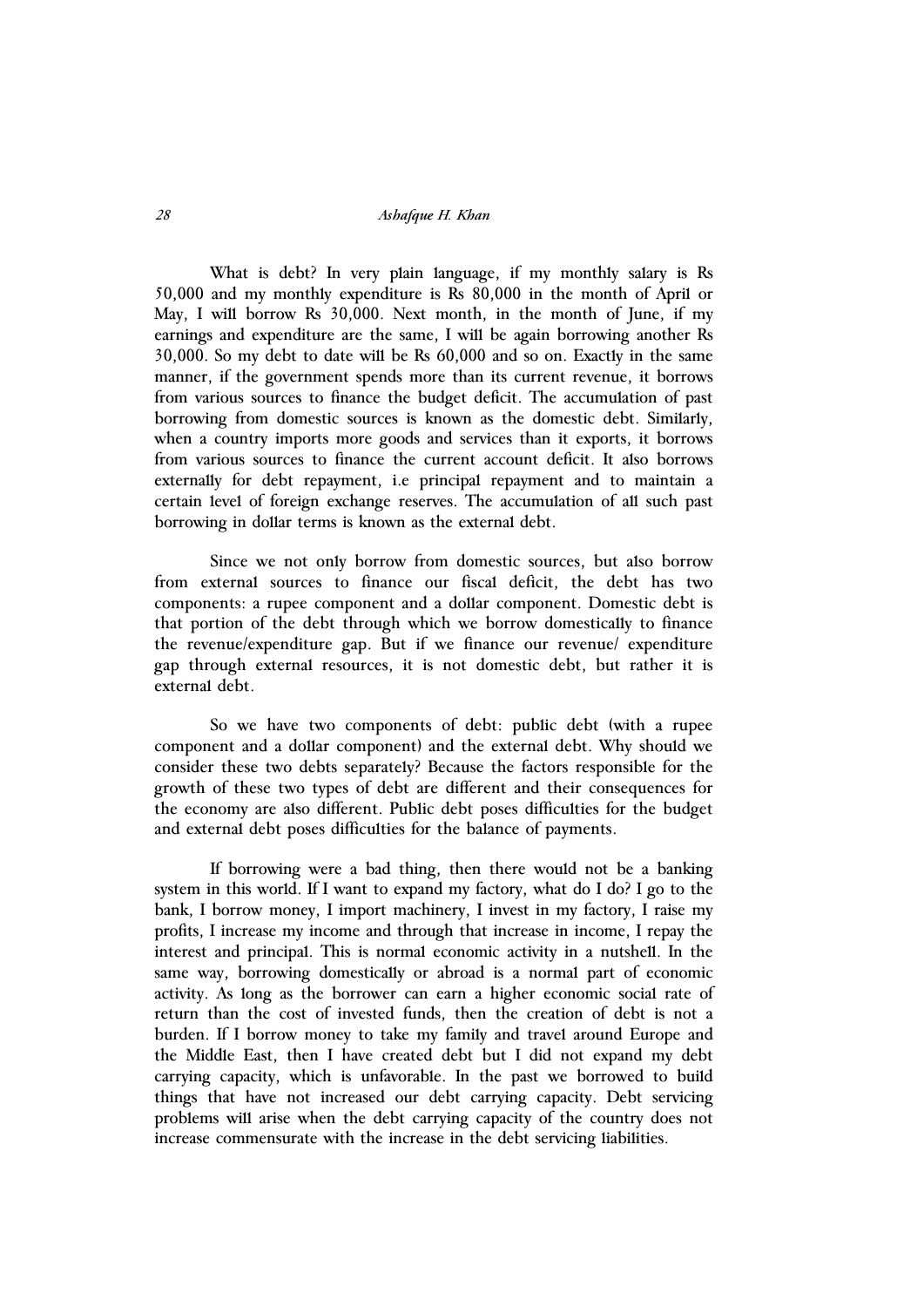What is debt? In very plain language, if my monthly salary is Rs 50,000 and my monthly expenditure is Rs 80,000 in the month of April or May, I will borrow Rs 30,000. Next month, in the month of June, if my earnings and expenditure are the same, I will be again borrowing another Rs 30,000. So my debt to date will be Rs 60,000 and so on. Exactly in the same manner, if the government spends more than its current revenue, it borrows from various sources to finance the budget deficit. The accumulation of past borrowing from domestic sources is known as the domestic debt. Similarly, when a country imports more goods and services than it exports, it borrows from various sources to finance the current account deficit. It also borrows externally for debt repayment, i.e principal repayment and to maintain a certain level of foreign exchange reserves. The accumulation of all such past borrowing in dollar terms is known as the external debt.

Since we not only borrow from domestic sources, but also borrow from external sources to finance our fiscal deficit, the debt has two components: a rupee component and a dollar component. Domestic debt is that portion of the debt through which we borrow domestically to finance the revenue/expenditure gap. But if we finance our revenue/ expenditure gap through external resources, it is not domestic debt, but rather it is external debt.

So we have two components of debt: public debt (with a rupee component and a dollar component) and the external debt. Why should we consider these two debts separately? Because the factors responsible for the growth of these two types of debt are different and their consequences for the economy are also different. Public debt poses difficulties for the budget and external debt poses difficulties for the balance of payments.

If borrowing were a bad thing, then there would not be a banking system in this world. If I want to expand my factory, what do I do? I go to the bank, I borrow money, I import machinery, I invest in my factory, I raise my profits, I increase my income and through that increase in income, I repay the interest and principal. This is normal economic activity in a nutshell. In the same way, borrowing domestically or abroad is a normal part of economic activity. As long as the borrower can earn a higher economic social rate of return than the cost of invested funds, then the creation of debt is not a burden. If I borrow money to take my family and travel around Europe and the Middle East, then I have created debt but I did not expand my debt carrying capacity, which is unfavorable. In the past we borrowed to build things that have not increased our debt carrying capacity. Debt servicing problems will arise when the debt carrying capacity of the country does not increase commensurate with the increase in the debt servicing liabilities.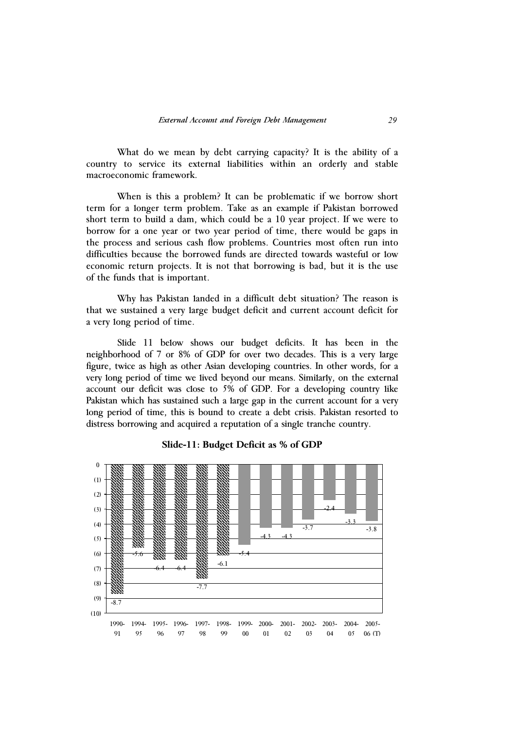What do we mean by debt carrying capacity? It is the ability of a country to service its external liabilities within an orderly and stable macroeconomic framework.

When is this a problem? It can be problematic if we borrow short term for a longer term problem. Take as an example if Pakistan borrowed short term to build a dam, which could be a 10 year project. If we were to borrow for a one year or two year period of time, there would be gaps in the process and serious cash flow problems. Countries most often run into difficulties because the borrowed funds are directed towards wasteful or low economic return projects. It is not that borrowing is bad, but it is the use of the funds that is important.

Why has Pakistan landed in a difficult debt situation? The reason is that we sustained a very large budget deficit and current account deficit for a very long period of time.

Slide 11 below shows our budget deficits. It has been in the neighborhood of 7 or 8% of GDP for over two decades. This is a very large figure, twice as high as other Asian developing countries. In other words, for a very long period of time we lived beyond our means. Similarly, on the external account our deficit was close to 5% of GDP. For a developing country like Pakistan which has sustained such a large gap in the current account for a very long period of time, this is bound to create a debt crisis. Pakistan resorted to distress borrowing and acquired a reputation of a single tranche country.

**Slide-11: Budget Deficit as % of GDP**

| Year | Budget Deficit (% of GDP) |
|---|---|
| 1990-91 | -8.7 |
| 1994-95 | -5.6 |
| 1995-96 | -6.4 |
| 1996-97 | -6.4 |
| 1997-98 | -7.7 |
| 1998-99 | -6.1 |
| 1999-00 | -5.4 |
| 2000-01 | -4.3 |
| 2001-02 | -4.3 |
| 2002-03 | -3.7 |
| 2003-04 | -2.4 |
| 2004-05 | -3.3 |
| 2005-06 (T) | -3.8 |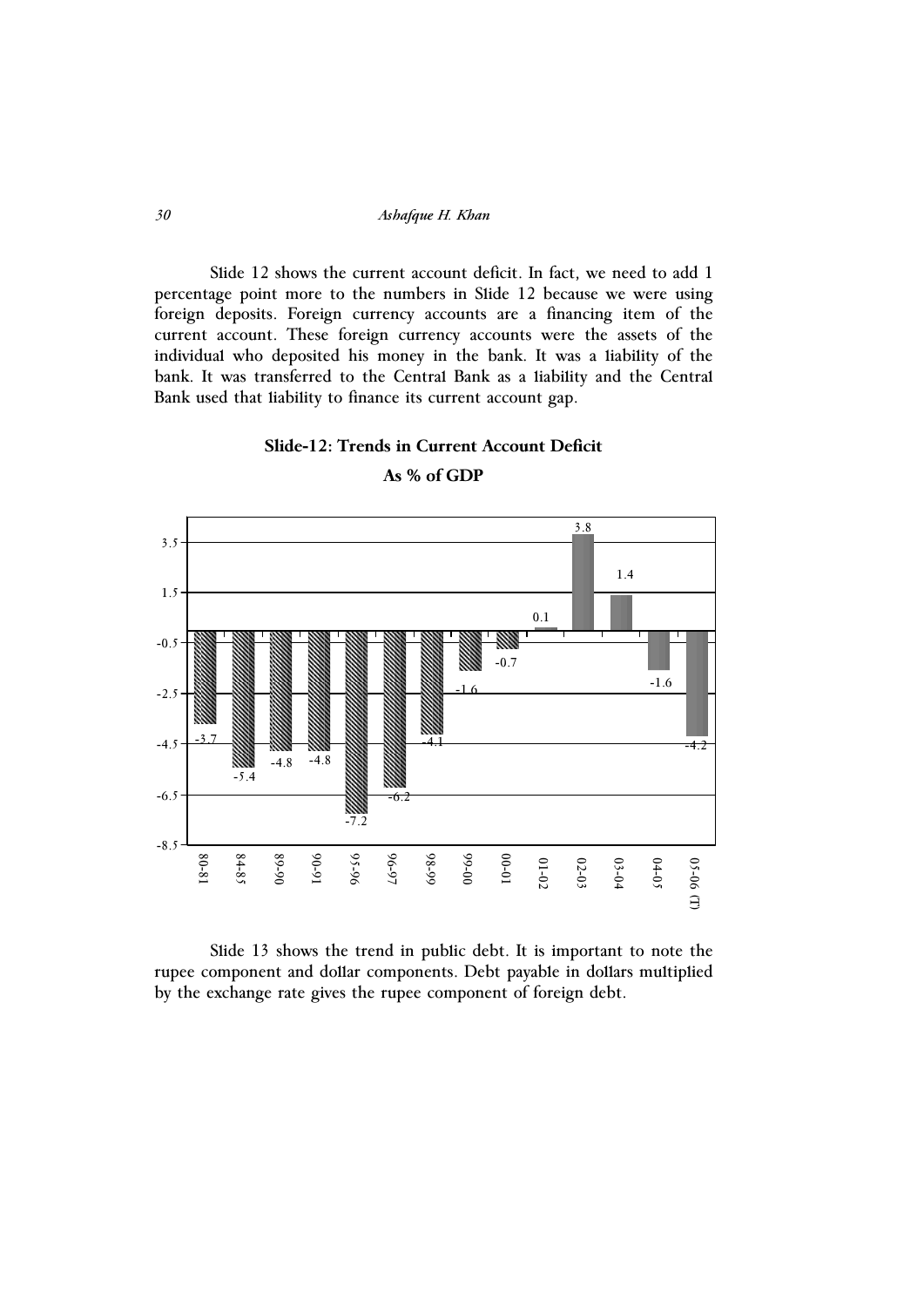Slide 12 shows the current account deficit. In fact, we need to add 1 percentage point more to the numbers in Slide 12 because we were using foreign deposits. Foreign currency accounts are a financing item of the current account. These foreign currency accounts were the assets of the individual who deposited his money in the bank. It was a liability of the bank. It was transferred to the Central Bank as a liability and the Central Bank used that liability to finance its current account gap.

**Slide-12: Trends in Current Account Deficit**

**As % of GDP**

| Year | Current Account (% of GDP) |
|---|---|
| 80-81 | -3.7 |
| 84-85 | -5.4 |
| 89-90 | -4.8 |
| 90-91 | -4.8 |
| 95-96 | -7.2 |
| 96-97 | -6.2 |
| 98-99 | -4.1 |
| 99-00 | -1.6 |
| 00-01 | -0.7 |
| 01-02 | 0.1 |
| 02-03 | 3.8 |
| 03-04 | 1.4 |
| 04-05 | -1.6 |
| 05-06 (T) | -4.2 |

Slide 13 shows the trend in public debt. It is important to note the rupee component and dollar components. Debt payable in dollars multiplied by the exchange rate gives the rupee component of foreign debt.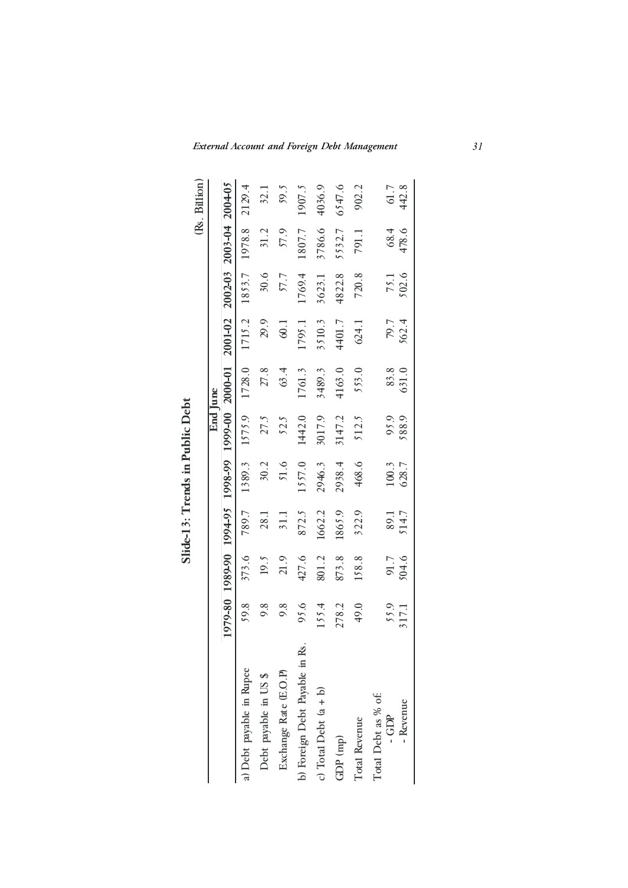## Slide-13: Trends in Public Debt

(Rs. Billion)

| | End June | | | | | | | | | |
|---|---|---|---|---|---|---|---|---|---|---|
| | 1979-80 | 1989-90 | 1994-95 | 1998-99 | 1999-00 | 2000-01 | 2001-02 | 2002-03 | 2003-04 | 2004-05 |
| a) Debt payable in Rupee | 59.8 | 373.6 | 789.7 | 1389.3 | 1575.9 | 1728.0 | 1715.2 | 1853.7 | 1978.8 | 2129.4 |
| Debt payable in US $ | 9.8 | 19.5 | 28.1 | 30.2 | 27.5 | 27.8 | 29.9 | 30.6 | 31.2 | 32.1 |
| Exchange Rate (E.O.P) | 9.8 | 21.9 | 31.1 | 51.6 | 52.5 | 63.4 | 60.1 | 57.7 | 57.9 | 59.5 |
| b) Foreign Debt Payable in Rs. | 95.6 | 427.6 | 872.5 | 1557.0 | 1442.0 | 1761.3 | 1795.1 | 1769.4 | 1807.7 | 1907.5 |
| c) Total Debt (a + b) | 155.4 | 801.2 | 1662.2 | 2946.3 | 3017.9 | 3489.3 | 3510.3 | 3623.1 | 3786.6 | 4036.9 |
| GDP (mp) | 278.2 | 873.8 | 1865.9 | 2938.4 | 3147.2 | 4163.0 | 4401.7 | 4822.8 | 5532.7 | 6547.6 |
| Total Revenue | 49.0 | 158.8 | 322.9 | 468.6 | 512.5 | 553.0 | 624.1 | 720.8 | 791.1 | 902.2 |
| Total Debt as % of: | | | | | | | | | | |
| - GDP | 55.9 | 91.7 | 89.1 | 100.3 | 95.9 | 83.8 | 79.7 | 75.1 | 68.4 | 61.7 |
| - Revenue | 317.1 | 504.6 | 514.7 | 628.7 | 588.9 | 631.0 | 562.4 | 502.6 | 478.6 | 442.8 |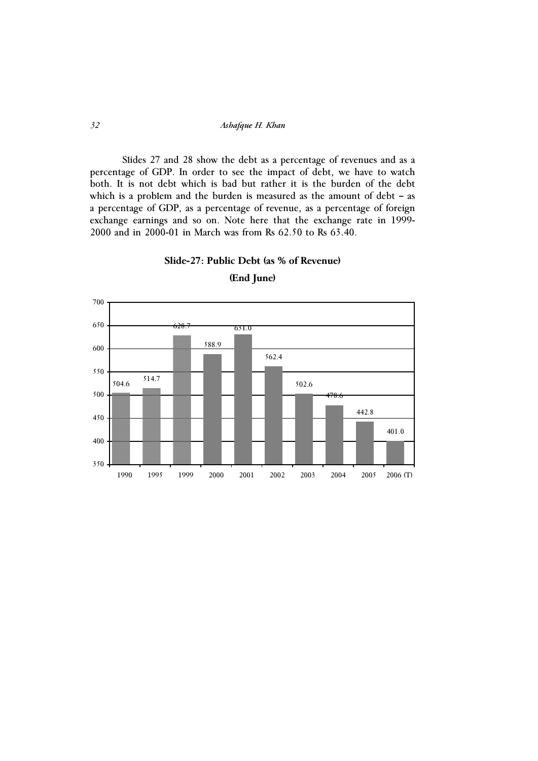Slides 27 and 28 show the debt as a percentage of revenues and as a percentage of GDP. In order to see the impact of debt, we have to watch both. It is not debt which is bad but rather it is the burden of the debt which is a problem and the burden is measured as the amount of debt – as a percentage of GDP, as a percentage of revenue, as a percentage of foreign exchange earnings and so on. Note here that the exchange rate in 1999-2000 and in 2000-01 in March was from Rs 62.50 to Rs 63.40.

**Slide-27: Public Debt (as % of Revenue)**

**(End June)**

| Year | Public Debt (as % of Revenue) |
|---|---|
| 1990 | 504.6 |
| 1995 | 514.7 |
| 1999 | 628.7 |
| 2000 | 588.9 |
| 2001 | 631.0 |
| 2002 | 562.4 |
| 2003 | 502.6 |
| 2004 | 478.6 |
| 2005 | 442.8 |
| 2006 (T) | 401.0 |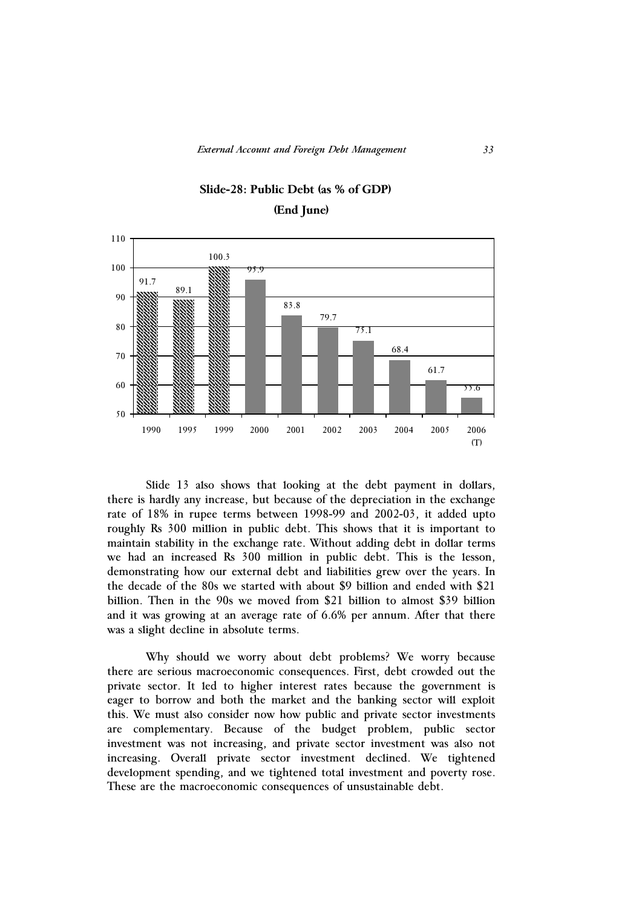**Slide-28: Public Debt (as % of GDP)**

**(End June)**

| Year | Public Debt (as % of GDP) |
|---|---|
| 1990 | 91.7 |
| 1995 | 89.1 |
| 1999 | 100.3 |
| 2000 | 95.9 |
| 2001 | 83.8 |
| 2002 | 79.7 |
| 2003 | 75.1 |
| 2004 | 68.4 |
| 2005 | 61.7 |
| 2006 (T) | 55.6 |

Slide 13 also shows that looking at the debt payment in dollars, there is hardly any increase, but because of the depreciation in the exchange rate of 18% in rupee terms between 1998-99 and 2002-03, it added upto roughly Rs 300 million in public debt. This shows that it is important to maintain stability in the exchange rate. Without adding debt in dollar terms we had an increased Rs 300 million in public debt. This is the lesson, demonstrating how our external debt and liabilities grew over the years. In the decade of the 80s we started with about \$9 billion and ended with \$21 billion. Then in the 90s we moved from \$21 billion to almost \$39 billion and it was growing at an average rate of 6.6% per annum. After that there was a slight decline in absolute terms.

Why should we worry about debt problems? We worry because there are serious macroeconomic consequences. First, debt crowded out the private sector. It led to higher interest rates because the government is eager to borrow and both the market and the banking sector will exploit this. We must also consider now how public and private sector investments are complementary. Because of the budget problem, public sector investment was not increasing, and private sector investment was also not increasing. Overall private sector investment declined. We tightened development spending, and we tightened total investment and poverty rose. These are the macroeconomic consequences of unsustainable debt.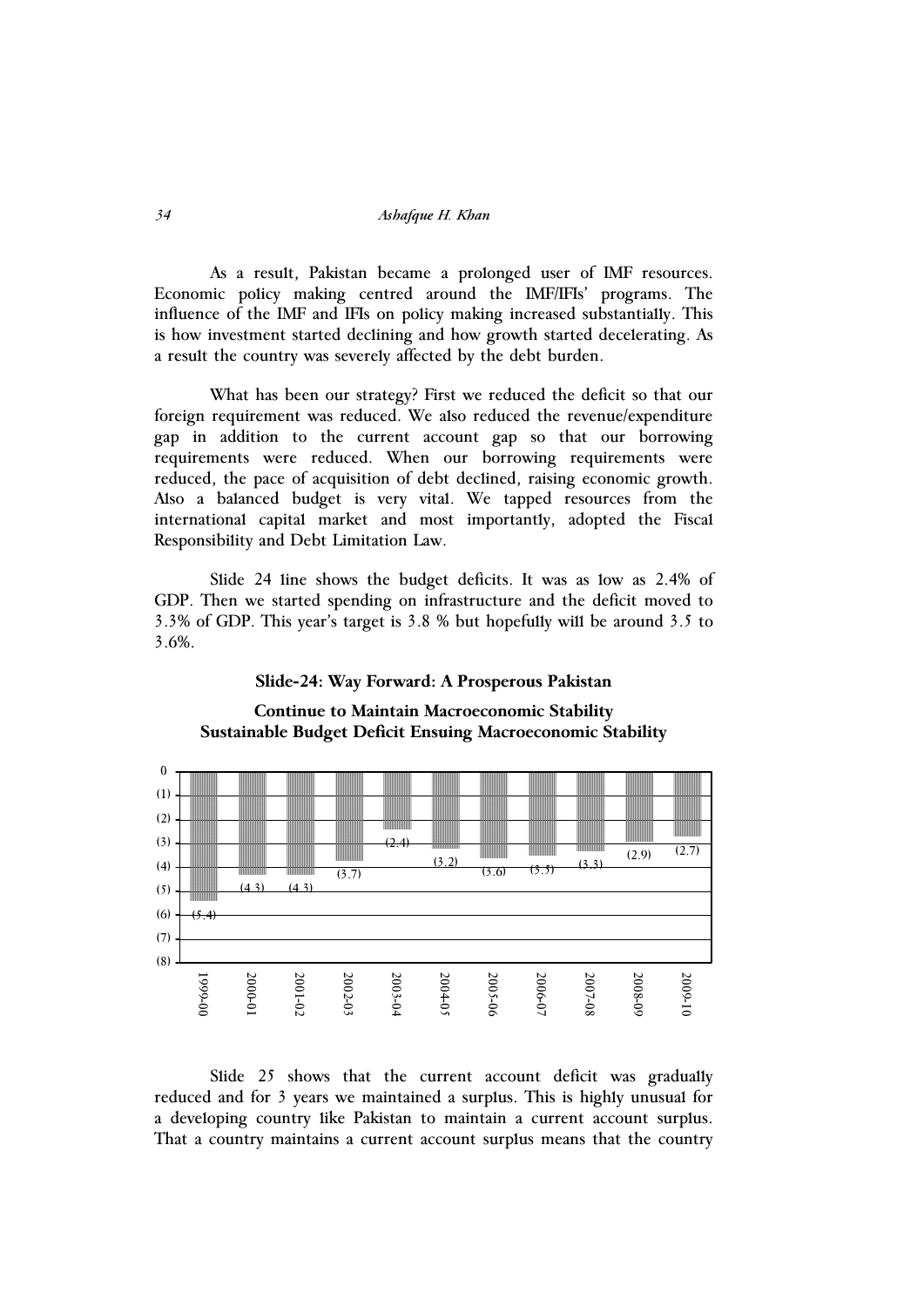As a result, Pakistan became a prolonged user of IMF resources. Economic policy making centred around the IMF/IFIs' programs. The influence of the IMF and IFIs on policy making increased substantially. This is how investment started declining and how growth started decelerating. As a result the country was severely affected by the debt burden.

What has been our strategy? First we reduced the deficit so that our foreign requirement was reduced. We also reduced the revenue/expenditure gap in addition to the current account gap so that our borrowing requirements were reduced. When our borrowing requirements were reduced, the pace of acquisition of debt declined, raising economic growth. Also a balanced budget is very vital. We tapped resources from the international capital market and most importantly, adopted the Fiscal Responsibility and Debt Limitation Law.

Slide 24 line shows the budget deficits. It was as low as 2.4% of GDP. Then we started spending on infrastructure and the deficit moved to 3.3% of GDP. This year's target is 3.8 % but hopefully will be around 3.5 to 3.6%.

**Slide-24: Way Forward: A Prosperous Pakistan**

**Continue to Maintain Macroeconomic Stability**
**Sustainable Budget Deficit Ensuing Macroeconomic Stability**

| Year | 1999-00 | 2000-01 | 2001-02 | 2002-03 | 2003-04 | 2004-05 | 2005-06 | 2006-07 | 2007-08 | 2008-09 | 2009-10 |
|---|---|---|---|---|---|---|---|---|---|---|---|
| Budget Deficit | (5.4) | (4.3) | (4.3) | (3.7) | (2.4) | (3.2) | (3.6) | (3.5) | (3.3) | (2.9) | (2.7) |

Slide 25 shows that the current account deficit was gradually reduced and for 3 years we maintained a surplus. This is highly unusual for a developing country like Pakistan to maintain a current account surplus. That a country maintains a current account surplus means that the country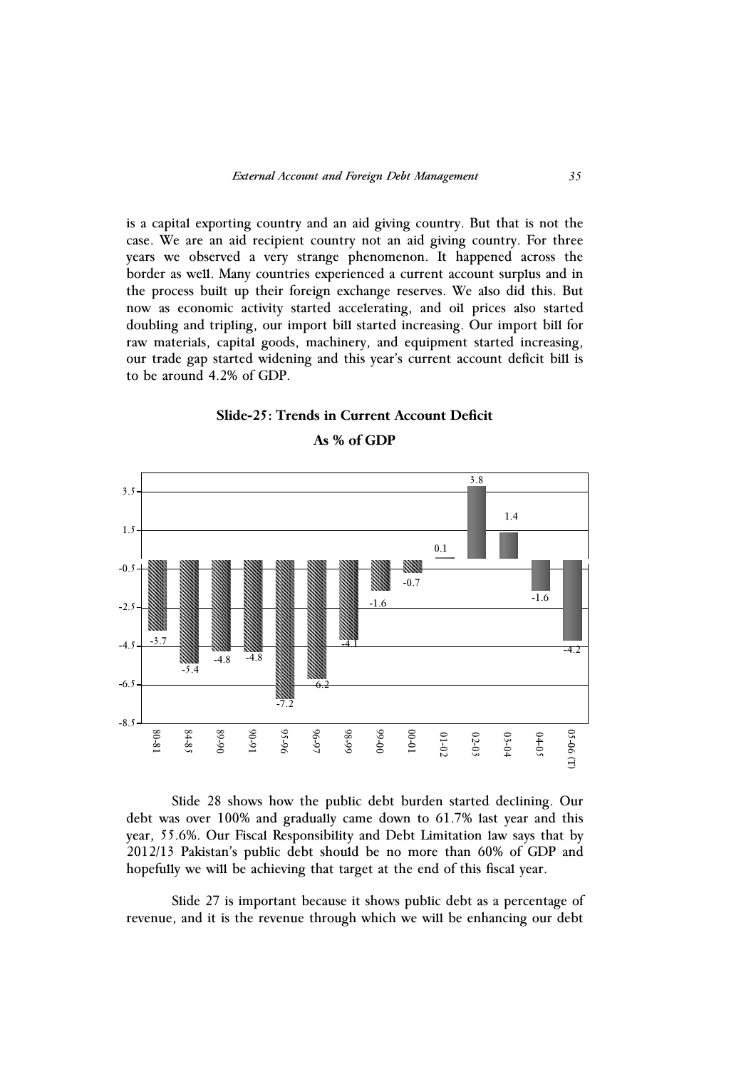is a capital exporting country and an aid giving country. But that is not the case. We are an aid recipient country not an aid giving country. For three years we observed a very strange phenomenon. It happened across the border as well. Many countries experienced a current account surplus and in the process built up their foreign exchange reserves. We also did this. But now as economic activity started accelerating, and oil prices also started doubling and tripling, our import bill started increasing. Our import bill for raw materials, capital goods, machinery, and equipment started increasing, our trade gap started widening and this year's current account deficit bill is to be around 4.2% of GDP.

**Slide-25: Trends in Current Account Deficit**

**As % of GDP**

| Year | % of GDP |
|---|---|
| 80-81 | -3.7 |
| 84-85 | -5.4 |
| 89-90 | -4.8 |
| 90-91 | -4.8 |
| 95-96 | -7.2 |
| 96-97 | -6.2 |
| 98-99 | -4.1 |
| 99-00 | -1.6 |
| 00-01 | -0.7 |
| 01-02 | 0.1 |
| 02-03 | 3.8 |
| 03-04 | 1.4 |
| 04-05 | -1.6 |
| 05-06 (T) | -4.2 |

Slide 28 shows how the public debt burden started declining. Our debt was over 100% and gradually came down to 61.7% last year and this year, 55.6%. Our Fiscal Responsibility and Debt Limitation law says that by 2012/13 Pakistan's public debt should be no more than 60% of GDP and hopefully we will be achieving that target at the end of this fiscal year.

Slide 27 is important because it shows public debt as a percentage of revenue, and it is the revenue through which we will be enhancing our debt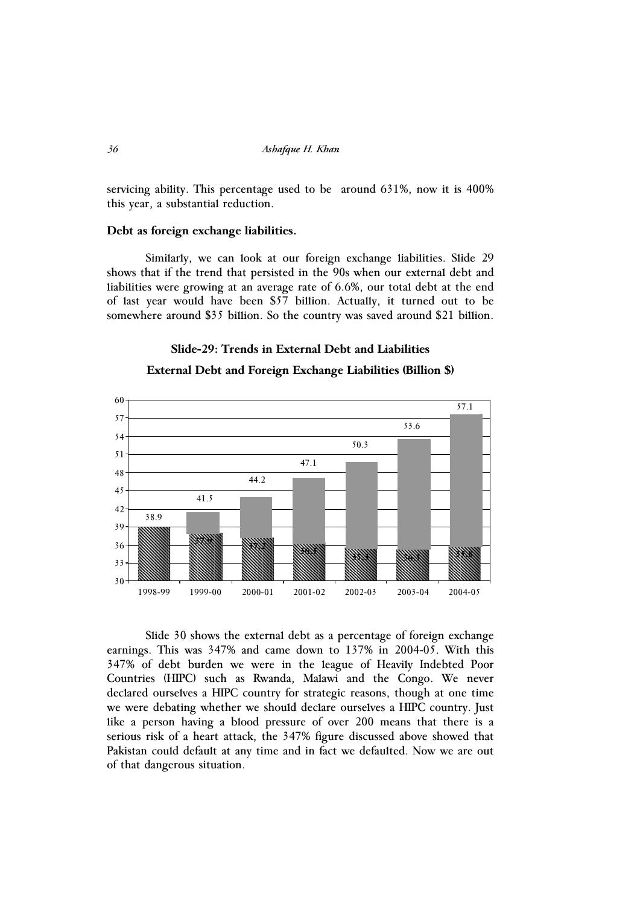servicing ability. This percentage used to be around 631%, now it is 400% this year, a substantial reduction.

**Debt as foreign exchange liabilities.**

Similarly, we can look at our foreign exchange liabilities. Slide 29 shows that if the trend that persisted in the 90s when our external debt and liabilities were growing at an average rate of 6.6%, our total debt at the end of last year would have been $57 billion. Actually, it turned out to be somewhere around $35 billion. So the country was saved around $21 billion.

**Slide-29: Trends in External Debt and Liabilities**

**External Debt and Foreign Exchange Liabilities (Billion $)**

| Year | Trend | Actual |
|---|---|---|
| 1998-99 | 38.9 | |
| 1999-00 | 41.5 | 37.9 |
| 2000-01 | 44.2 | 37.2 |
| 2001-02 | 47.1 | 36.5 |
| 2002-03 | 50.3 | 35.5 |
| 2003-04 | 53.6 | 35.3 |
| 2004-05 | 57.1 | 35.8 |

Slide 30 shows the external debt as a percentage of foreign exchange earnings. This was 347% and came down to 137% in 2004-05. With this 347% of debt burden we were in the league of Heavily Indebted Poor Countries (HIPC) such as Rwanda, Malawi and the Congo. We never declared ourselves a HIPC country for strategic reasons, though at one time we were debating whether we should declare ourselves a HIPC country. Just like a person having a blood pressure of over 200 means that there is a serious risk of a heart attack, the 347% figure discussed above showed that Pakistan could default at any time and in fact we defaulted. Now we are out of that dangerous situation.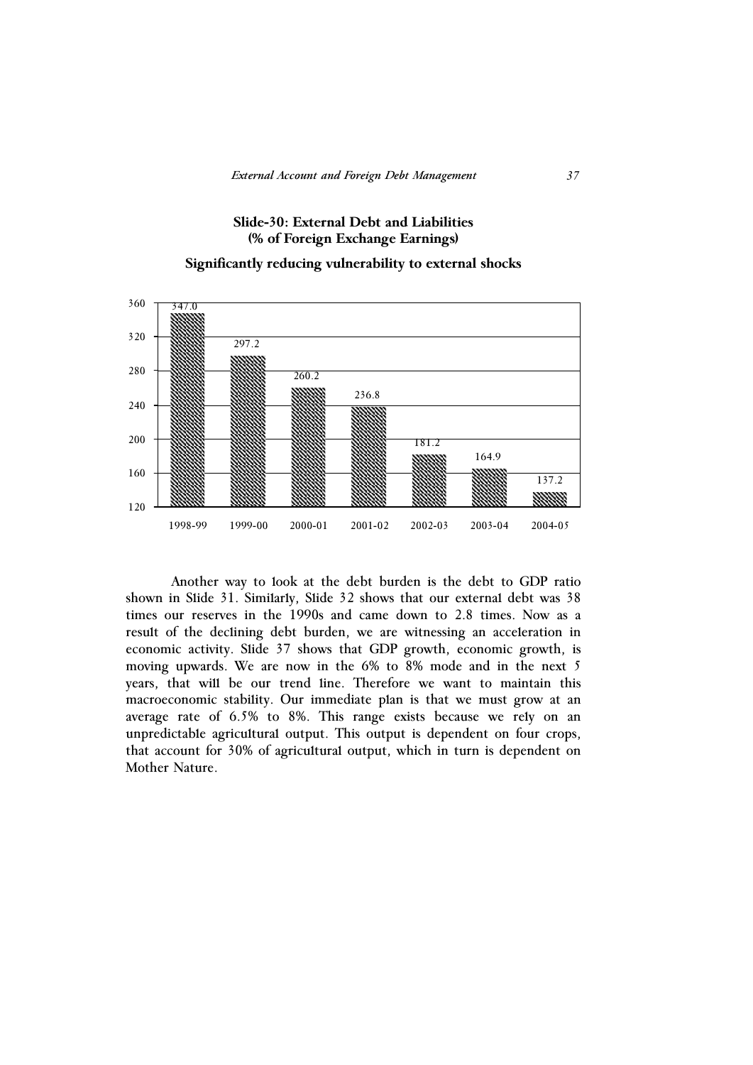**Slide-30: External Debt and Liabilities (% of Foreign Exchange Earnings)**

**Significantly reducing vulnerability to external shocks**

| Year | % of Foreign Exchange Earnings |
|---|---|
| 1998-99 | 347.0 |
| 1999-00 | 297.2 |
| 2000-01 | 260.2 |
| 2001-02 | 236.8 |
| 2002-03 | 181.2 |
| 2003-04 | 164.9 |
| 2004-05 | 137.2 |

Another way to look at the debt burden is the debt to GDP ratio shown in Slide 31. Similarly, Slide 32 shows that our external debt was 38 times our reserves in the 1990s and came down to 2.8 times. Now as a result of the declining debt burden, we are witnessing an acceleration in economic activity. Slide 37 shows that GDP growth, economic growth, is moving upwards. We are now in the 6% to 8% mode and in the next 5 years, that will be our trend line. Therefore we want to maintain this macroeconomic stability. Our immediate plan is that we must grow at an average rate of 6.5% to 8%. This range exists because we rely on an unpredictable agricultural output. This output is dependent on four crops, that account for 30% of agricultural output, which in turn is dependent on Mother Nature.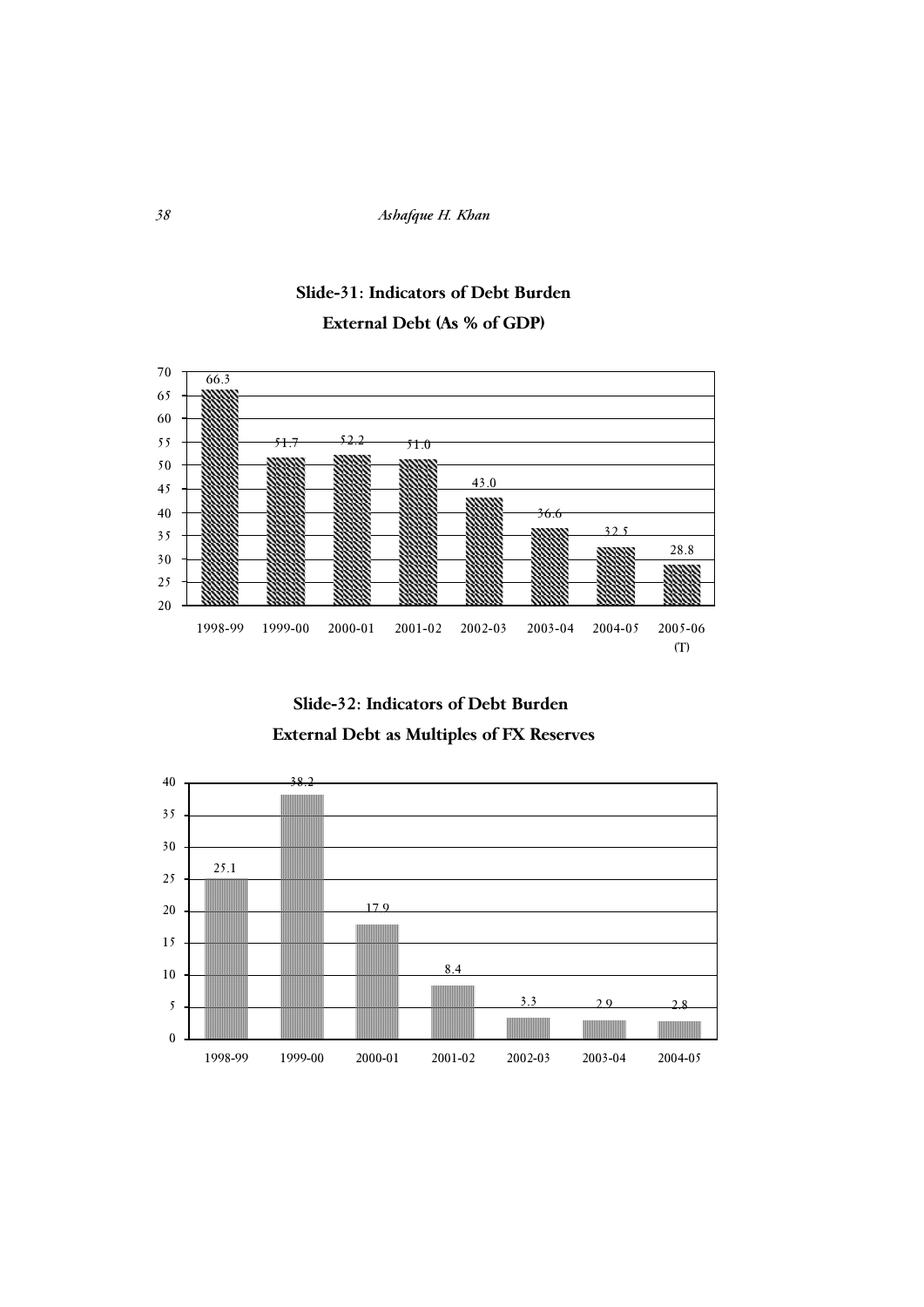**Slide-31: Indicators of Debt Burden**

**External Debt (As % of GDP)**

| Year | External Debt (% of GDP) |
|---|---|
| 1998-99 | 66.3 |
| 1999-00 | 51.7 |
| 2000-01 | 52.2 |
| 2001-02 | 51.0 |
| 2002-03 | 43.0 |
| 2003-04 | 36.6 |
| 2004-05 | 32.5 |
| 2005-06 (T) | 28.8 |

**Slide-32: Indicators of Debt Burden**

**External Debt as Multiples of FX Reserves**

| Year | External Debt as Multiples of FX Reserves |
|---|---|
| 1998-99 | 25.1 |
| 1999-00 | 38.2 |
| 2000-01 | 17.9 |
| 2001-02 | 8.4 |
| 2002-03 | 3.3 |
| 2003-04 | 2.9 |
| 2004-05 | 2.8 |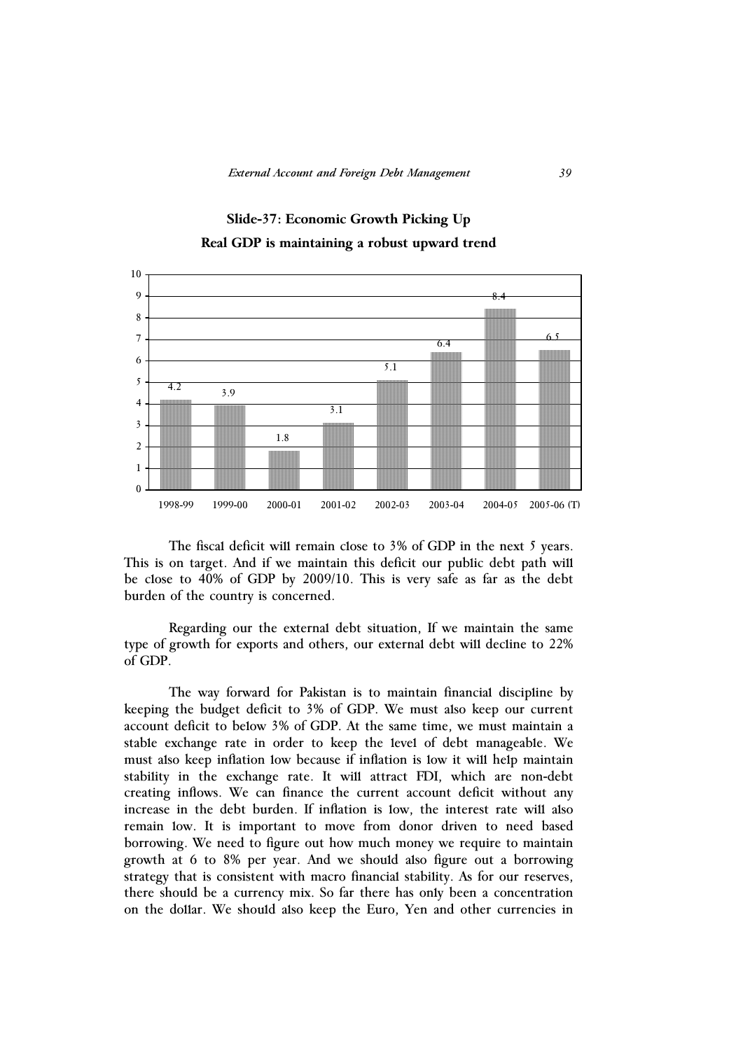**Slide-37: Economic Growth Picking Up**

**Real GDP is maintaining a robust upward trend**

| Year | Real GDP Growth (%) |
|---|---|
| 1998-99 | 4.2 |
| 1999-00 | 3.9 |
| 2000-01 | 1.8 |
| 2001-02 | 3.1 |
| 2002-03 | 5.1 |
| 2003-04 | 6.4 |
| 2004-05 | 8.4 |
| 2005-06 (T) | 6.5 |

The fiscal deficit will remain close to 3% of GDP in the next 5 years. This is on target. And if we maintain this deficit our public debt path will be close to 40% of GDP by 2009/10. This is very safe as far as the debt burden of the country is concerned.

Regarding our the external debt situation, If we maintain the same type of growth for exports and others, our external debt will decline to 22% of GDP.

The way forward for Pakistan is to maintain financial discipline by keeping the budget deficit to 3% of GDP. We must also keep our current account deficit to below 3% of GDP. At the same time, we must maintain a stable exchange rate in order to keep the level of debt manageable. We must also keep inflation low because if inflation is low it will help maintain stability in the exchange rate. It will attract FDI, which are non-debt creating inflows. We can finance the current account deficit without any increase in the debt burden. If inflation is low, the interest rate will also remain low. It is important to move from donor driven to need based borrowing. We need to figure out how much money we require to maintain growth at 6 to 8% per year. And we should also figure out a borrowing strategy that is consistent with macro financial stability. As for our reserves, there should be a currency mix. So far there has only been a concentration on the dollar. We should also keep the Euro, Yen and other currencies in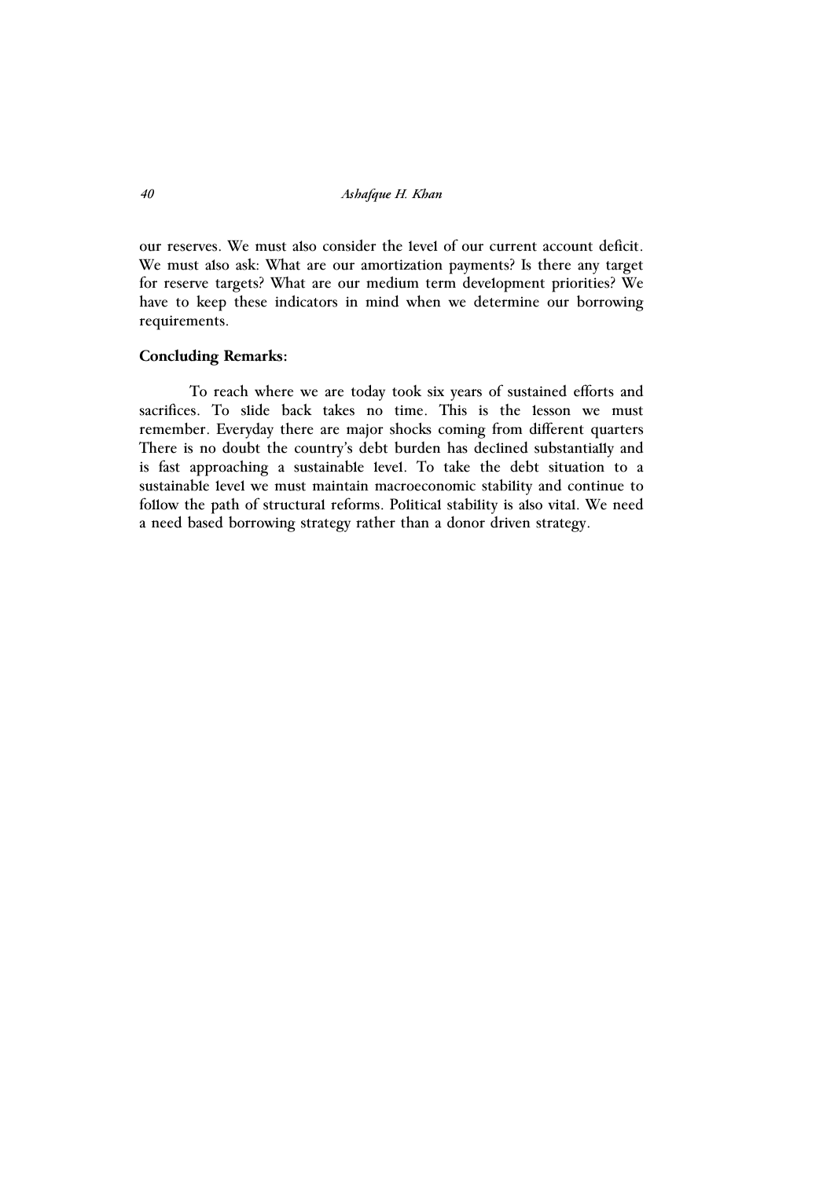our reserves. We must also consider the level of our current account deficit. We must also ask: What are our amortization payments? Is there any target for reserve targets? What are our medium term development priorities? We have to keep these indicators in mind when we determine our borrowing requirements.

**Concluding Remarks:**

To reach where we are today took six years of sustained efforts and sacrifices. To slide back takes no time. This is the lesson we must remember. Everyday there are major shocks coming from different quarters There is no doubt the country's debt burden has declined substantially and is fast approaching a sustainable level. To take the debt situation to a sustainable level we must maintain macroeconomic stability and continue to follow the path of structural reforms. Political stability is also vital. We need a need based borrowing strategy rather than a donor driven strategy.